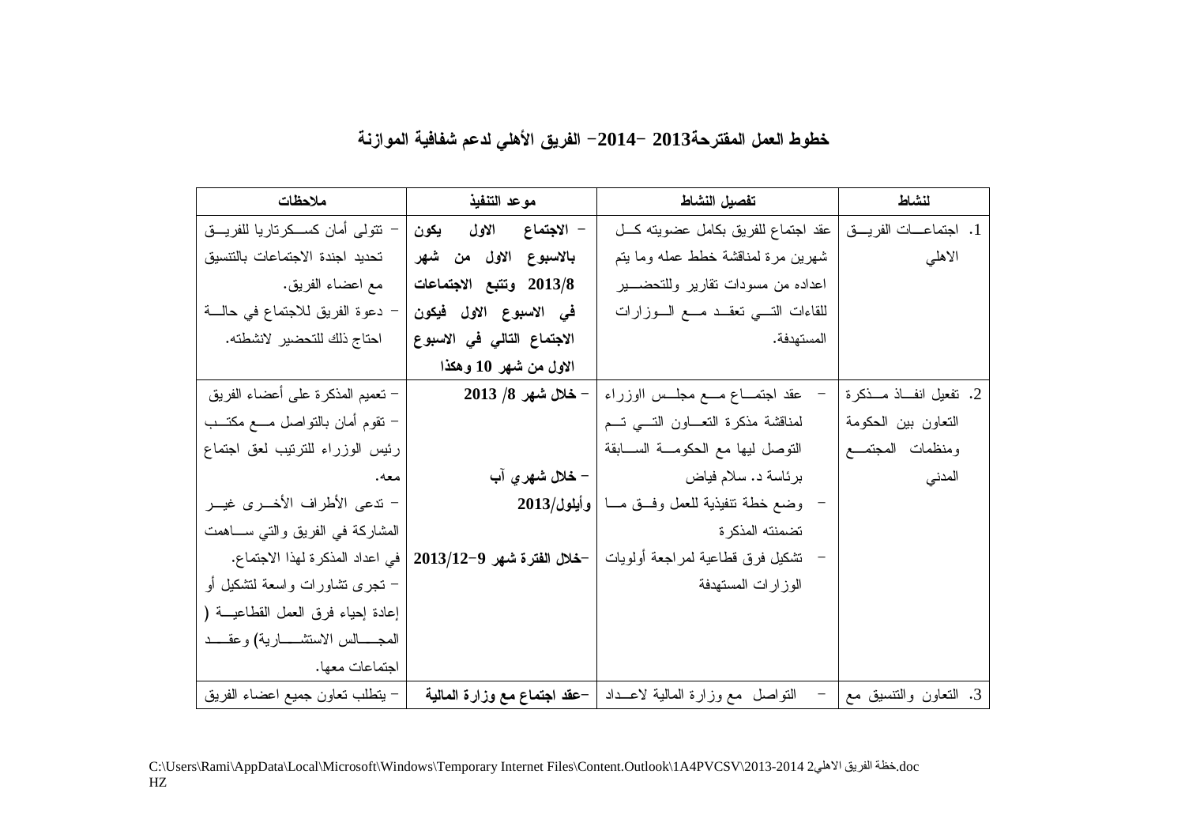# خطوط العمل المقترحة2013 –2014– الفريق الأهلي لدعم شفافية الموازنة

| لنشاط | تفصيل النشاط | موعد التنفيذ | ملاحظات |
|---|---|---|---|
| 1. اجتماعات الفريق الاهلي | عقد اجتماع للفريق بكامل عضويته كل شهرين مرة لمناقشة خطط عمله وما يتم اعداده من مسودات تقارير وللتحضير للقاءات التي تعقد مع الوزارات المستهدفة. | – **الاجتماع الاول يكون بالاسبوع الاول من شهر 2013/8 وتتبع الاجتماعات في الاسبوع الاول فيكون الاجتماع التالي في الاسبوع الاول من شهر 10 وهكذا** | – تتولى أمان كسكرتاريا للفريق تحديد اجندة الاجتماعات بالتنسيق مع اعضاء الفريق.<br>– دعوة الفريق للاجتماع في حالة احتاج ذلك للتحضير لانشطته. |
| 2. تفعيل انفاذ مذكرة التعاون بين الحكومة ومنظمات المجتمع المدني | – عقد اجتماع مع مجلس الوزراء لمناقشة مذكرة التعاون التي تم التوصل ليها مع الحكومة السابقة برئاسة د. سلام فياض<br>– وضع خطة تنفيذية للعمل وفق ما تضمنته المذكرة<br>– تشكيل فرق قطاعية لمراجعة أولويات الوزارات المستهدفة | – **خلال شهر 8/ 2013**<br><br>– **خلال شهري آب وأيلول/2013**<br><br>–**خلال الفترة شهر 9–2013/12** | – تعميم المذكرة على أعضاء الفريق<br>– تقوم أمان بالتواصل مع مكتب رئيس الوزراء للترتيب لعق اجتماع معه.<br>– تدعى الأطراف الأخرى غير المشاركة في الفريق والتي ساهمت في اعداد المذكرة لهذا الاجتماع.<br>– تجرى تشاورات واسعة لتشكيل أو إعادة إحياء فرق العمل القطاعية ( المجالس الاستشارية) وعقد اجتماعات معها. |
| 3. التعاون والتنسيق مع | – التواصل مع وزارة المالية لاعداد | –**عقد اجتماع مع وزارة المالية** | – يتطلب تعاون جميع اعضاء الفريق |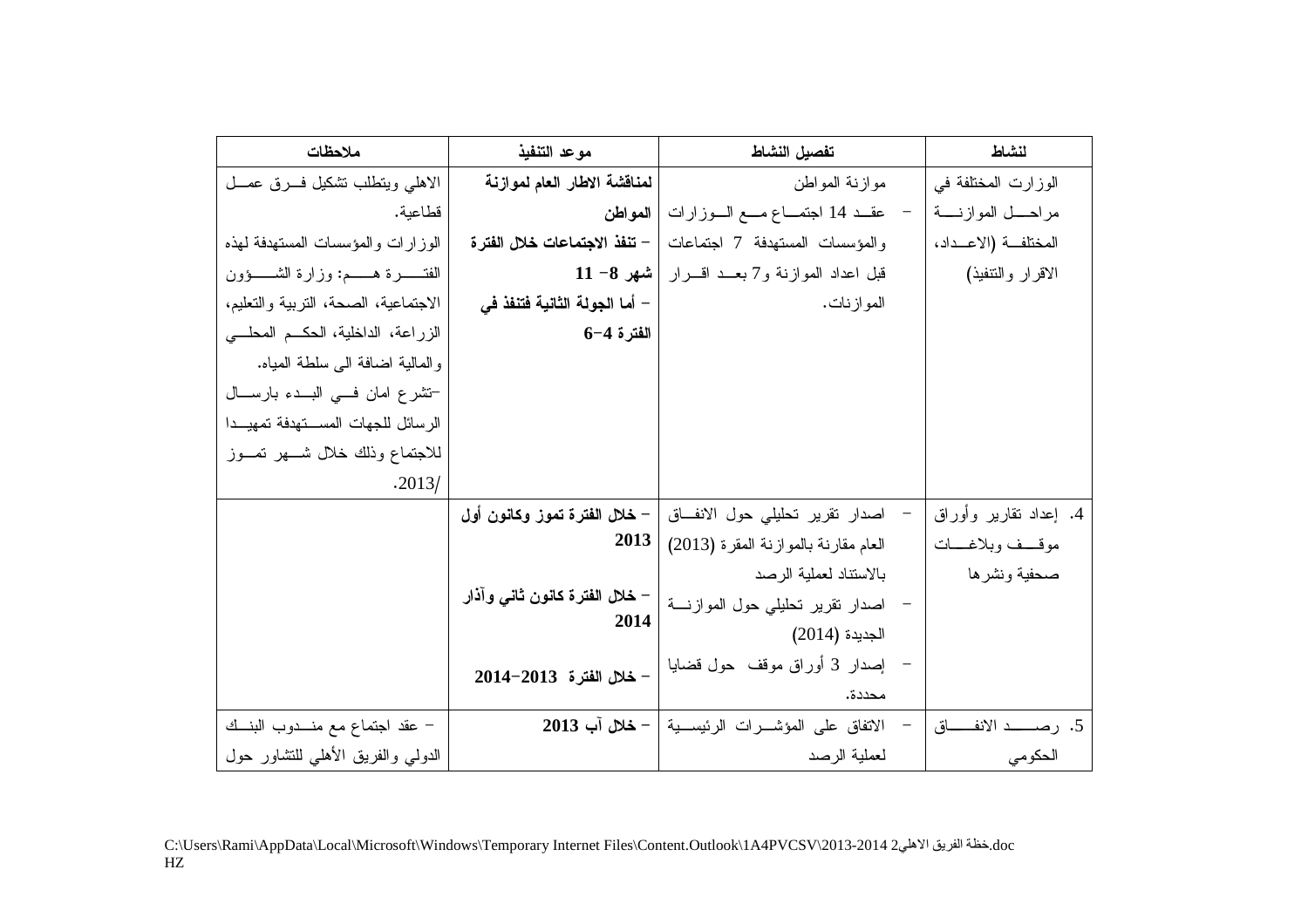| لنشاط | تفصيل النشاط | موعد التنفيذ | ملاحظات |
| --- | --- | --- | --- |
| الوزارت المختلفة في مراحل الموازنة المختلفة (الاعداد، الاقرار والتنفيذ) | موازنة المواطن<br>- عقد 14 اجتماع مع الوزارات والمؤسسات المستهدفة 7 اجتماعات قبل اعداد الموازنة و7 بعد اقرار الموازنات. | **لمناقشة الاطار العام لموازنة المواطن**<br>- **تنفذ الاجتماعات خلال الفترة شهر 8- 11**<br>- **أما الجولة الثانية فتنفذ في الفترة 4-6** | الاهلي ويتطلب تشكيل فرق عمل قطاعية.<br>الوزارات والمؤسسات المستهدفة لهذه الفترة هم: وزارة الشؤون الاجتماعية، الصحة، التربية والتعليم، الزراعة، الداخلية، الحكم المحلي والمالية اضافة الى سلطة المياه.<br>-تشرع امان في البدء بارسال الرسائل للجهات المستهدفة تمهيدا للاجتماع وذلك خلال شهر تموز 2013/. |
| 4. إعداد تقارير وأوراق موقف وبلاغات صحفية ونشرها | - اصدار تقرير تحليلي حول الانفاق العام مقارنة بالموازنة المقرة (2013) بالاستناد لعملية الرصد<br>- اصدار تقرير تحليلي حول الموازنة الجديدة (2014)<br>- إصدار 3 أوراق موقف حول قضايا محددة. | - **خلال الفترة تموز وكانون أول 2013**<br>- **خلال الفترة كانون ثاني وآذار 2014**<br>- **خلال الفترة 2013-2014** | |
| 5. رصد الانفاق الحكومي | - الاتفاق على المؤشرات الرئيسية لعملية الرصد | - **خلال آب 2013** | - عقد اجتماع مع مندوب البنك الدولي والفريق الأهلي للتشاور حول |

C:\Users\Rami\AppData\Local\Microsoft\Windows\Temporary Internet Files\Content.Outlook\1A4PVCSV\2013-2014 خطة الفريق الاهلي2.doc
HZ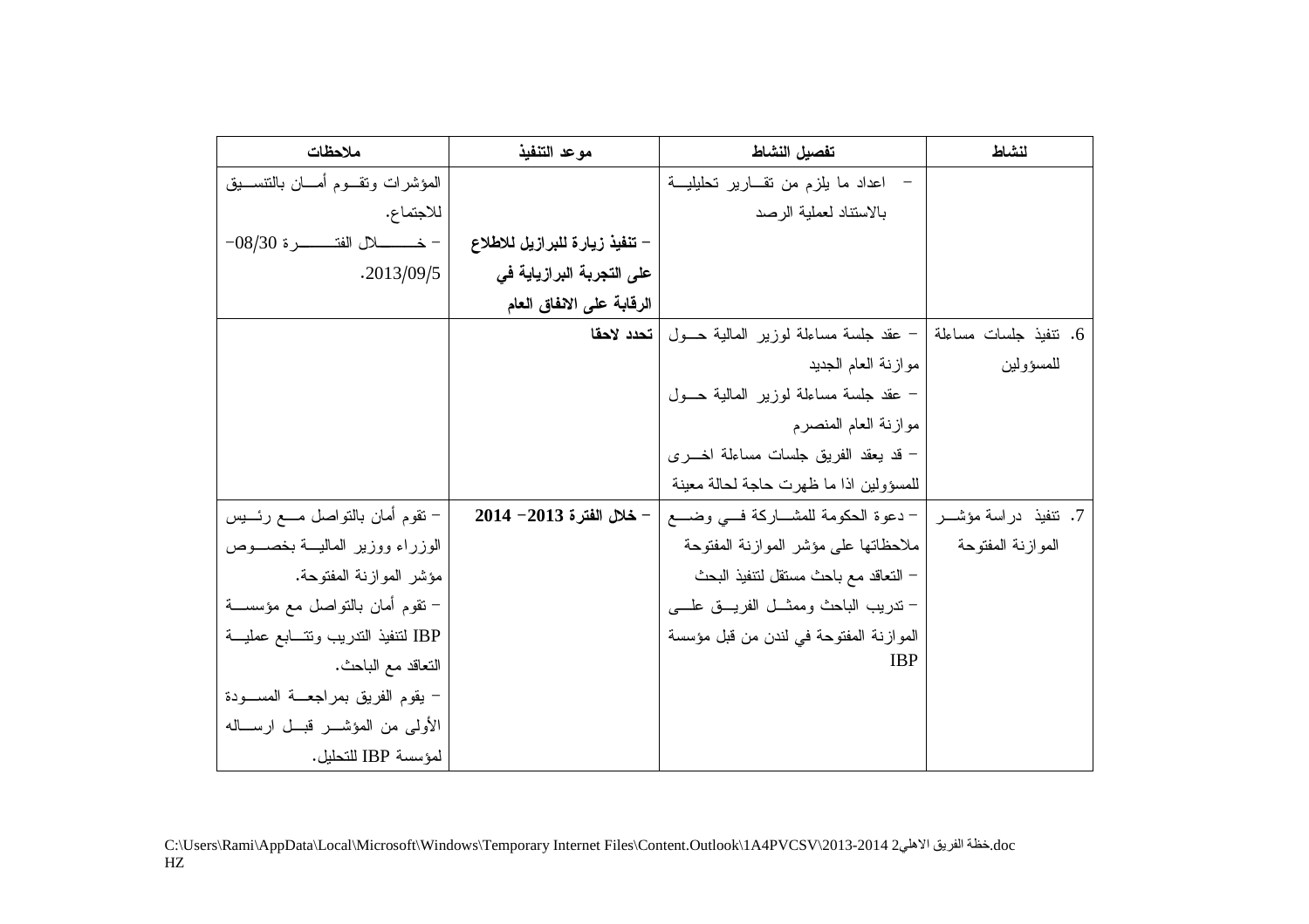| لنشاط | تفصيل النشاط | موعد التنفيذ | ملاحظات |
| --- | --- | --- | --- |
| | - اعداد ما يلزم من تقارير تحليلية بالاستناد لعملية الرصد | - **تنفيذ زيارة للبرازيل للاطلاع على التجربة البرازيلية في الرقابة على الانفاق العام** | المؤشرات وتقوم أمان بالتنسيق للاجتماع.<br>- خلال الفترة 08/30-2013/09/5. |
| 6. تنفيذ جلسات مساءلة للمسؤولين | - عقد جلسة مساءلة لوزير المالية حول موازنة العام الجديد<br>- عقد جلسة مساءلة لوزير المالية حول موازنة العام المنصرم<br>- قد يعقد الفريق جلسات مساءلة اخرى للمسؤولين اذا ما ظهرت حاجة لحالة معينة | **تحدد لاحقا** | |
| 7. تنفيذ دراسة مؤشر الموازنة المفتوحة | - دعوة الحكومة للمشاركة في وضع ملاحظاتها على مؤشر الموازنة المفتوحة<br>- التعاقد مع باحث مستقل لتنفيذ البحث<br>- تدريب الباحث وممثل الفريق على الموازنة المفتوحة في لندن من قبل مؤسسة IBP | - **خلال الفترة 2013- 2014** | - تقوم أمان بالتواصل مع رئيس الوزراء ووزير المالية بخصوص مؤشر الموازنة المفتوحة.<br>- تقوم أمان بالتواصل مع مؤسسة IBP لتنفيذ التدريب وتتابع عملية التعاقد مع الباحث.<br>- يقوم الفريق بمراجعة المسودة الأولى من المؤشر قبل ارساله لمؤسسة IBP للتحليل. |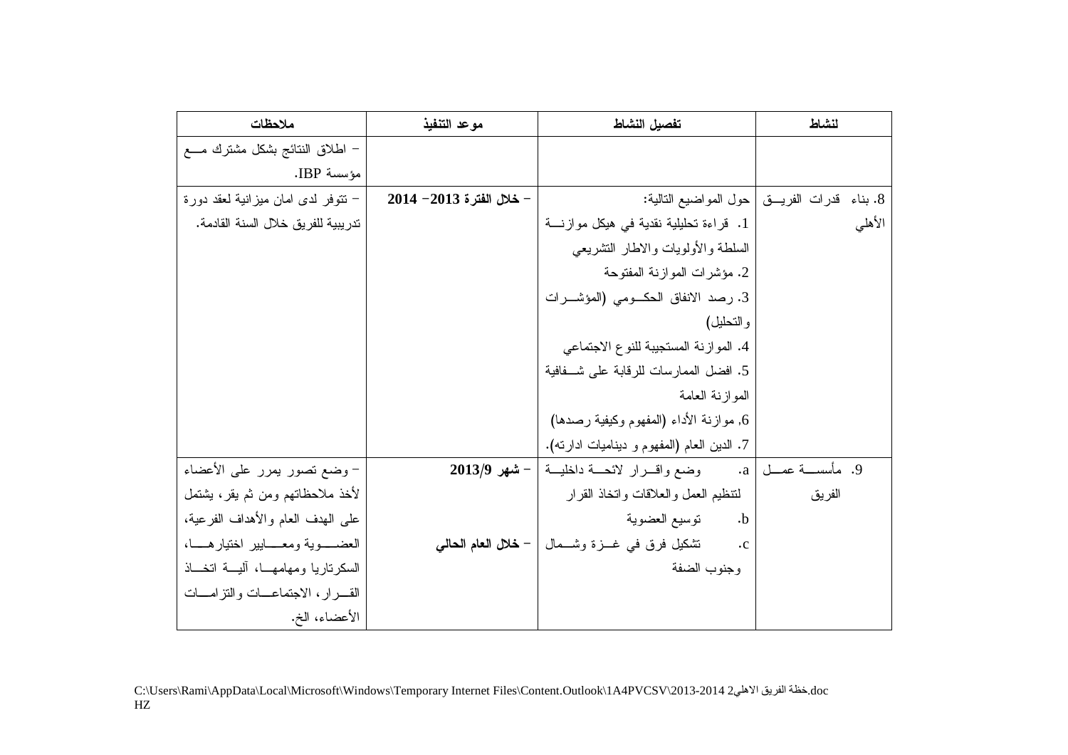| النشاط | تفصيل النشاط | موعد التنفيذ | ملاحظات |
|---|---|---|---|
| | | | - اطلاق النتائج بشكل مشترك مع مؤسسة IBP. |
| 8. بناء قدرات الفريق الأهلي | حول المواضيع التالية:<br>1. قراءة تحليلية نقدية في هيكل موازنة السلطة والأولويات والاطار التشريعي<br>2. مؤشرات الموازنة المفتوحة<br>3. رصد الانفاق الحكومي (المؤشرات والتحليل)<br>4. الموازنة المستجيبة للنوع الاجتماعي<br>5. افضل الممارسات للرقابة على شفافية الموازنة العامة<br>6, موازنة الأداء (المفهوم وكيفية رصدها)<br>7. الدين العام (المفهوم و ديناميات ادارته). | - **خلال الفترة 2013- 2014** | - تتوفر لدى امان ميزانية لعقد دورة تدريبية للفريق خلال السنة القادمة. |
| 9. مأسسة عمل الفريق | a. وضع واقرار لائحة داخلية لتنظيم العمل والعلاقات واتخاذ القرار<br>b. توسيع العضوية<br>c. تشكيل فرق في غزة وشمال وجنوب الضفة | - **شهر 2013/9**<br><br>- **خلال العام الحالي** | - وضع تصور يمرر على الأعضاء لأخذ ملاحظاتهم ومن ثم يقر، يشتمل على الهدف العام والأهداف الفرعية، العضوية ومعايير اختيارها، السكرتاريا ومهامها، آلية اتخاذ القرار، الاجتماعات والتزامات الأعضاء، الخ. |

C:\Users\Rami\AppData\Local\Microsoft\Windows\Temporary Internet Files\Content.Outlook\1A4PVCSV\2013-2014 خطة الفريق الاهلي2.doc
HZ